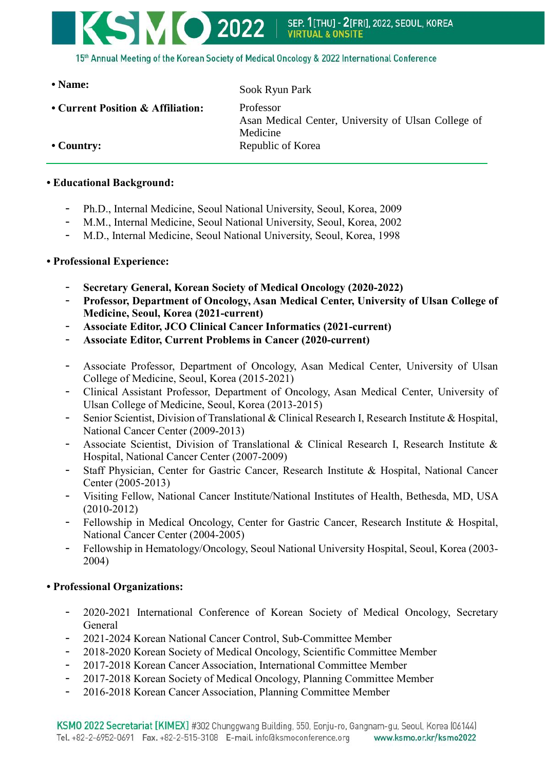- **Name:** Sook Ryun Park
- **Current Position & Affiliation:** Professor  
  Asan Medical Center, University of Ulsan College of Medicine
- **Country:** Republic of Korea

---

**• Educational Background:**

- Ph.D., Internal Medicine, Seoul National University, Seoul, Korea, 2009
- M.M., Internal Medicine, Seoul National University, Seoul, Korea, 2002
- M.D., Internal Medicine, Seoul National University, Seoul, Korea, 1998

**• Professional Experience:**

- **Secretary General, Korean Society of Medical Oncology (2020-2022)**
- **Professor, Department of Oncology, Asan Medical Center, University of Ulsan College of Medicine, Seoul, Korea (2021-current)**
- **Associate Editor, JCO Clinical Cancer Informatics (2021-current)**
- **Associate Editor, Current Problems in Cancer (2020-current)**

- Associate Professor, Department of Oncology, Asan Medical Center, University of Ulsan College of Medicine, Seoul, Korea (2015-2021)
- Clinical Assistant Professor, Department of Oncology, Asan Medical Center, University of Ulsan College of Medicine, Seoul, Korea (2013-2015)
- Senior Scientist, Division of Translational & Clinical Research I, Research Institute & Hospital, National Cancer Center (2009-2013)
- Associate Scientist, Division of Translational & Clinical Research I, Research Institute & Hospital, National Cancer Center (2007-2009)
- Staff Physician, Center for Gastric Cancer, Research Institute & Hospital, National Cancer Center (2005-2013)
- Visiting Fellow, National Cancer Institute/National Institutes of Health, Bethesda, MD, USA (2010-2012)
- Fellowship in Medical Oncology, Center for Gastric Cancer, Research Institute & Hospital, National Cancer Center (2004-2005)
- Fellowship in Hematology/Oncology, Seoul National University Hospital, Seoul, Korea (2003-2004)

**• Professional Organizations:**

- 2020-2021 International Conference of Korean Society of Medical Oncology, Secretary General
- 2021-2024 Korean National Cancer Control, Sub-Committee Member
- 2018-2020 Korean Society of Medical Oncology, Scientific Committee Member
- 2017-2018 Korean Cancer Association, International Committee Member
- 2017-2018 Korean Society of Medical Oncology, Planning Committee Member
- 2016-2018 Korean Cancer Association, Planning Committee Member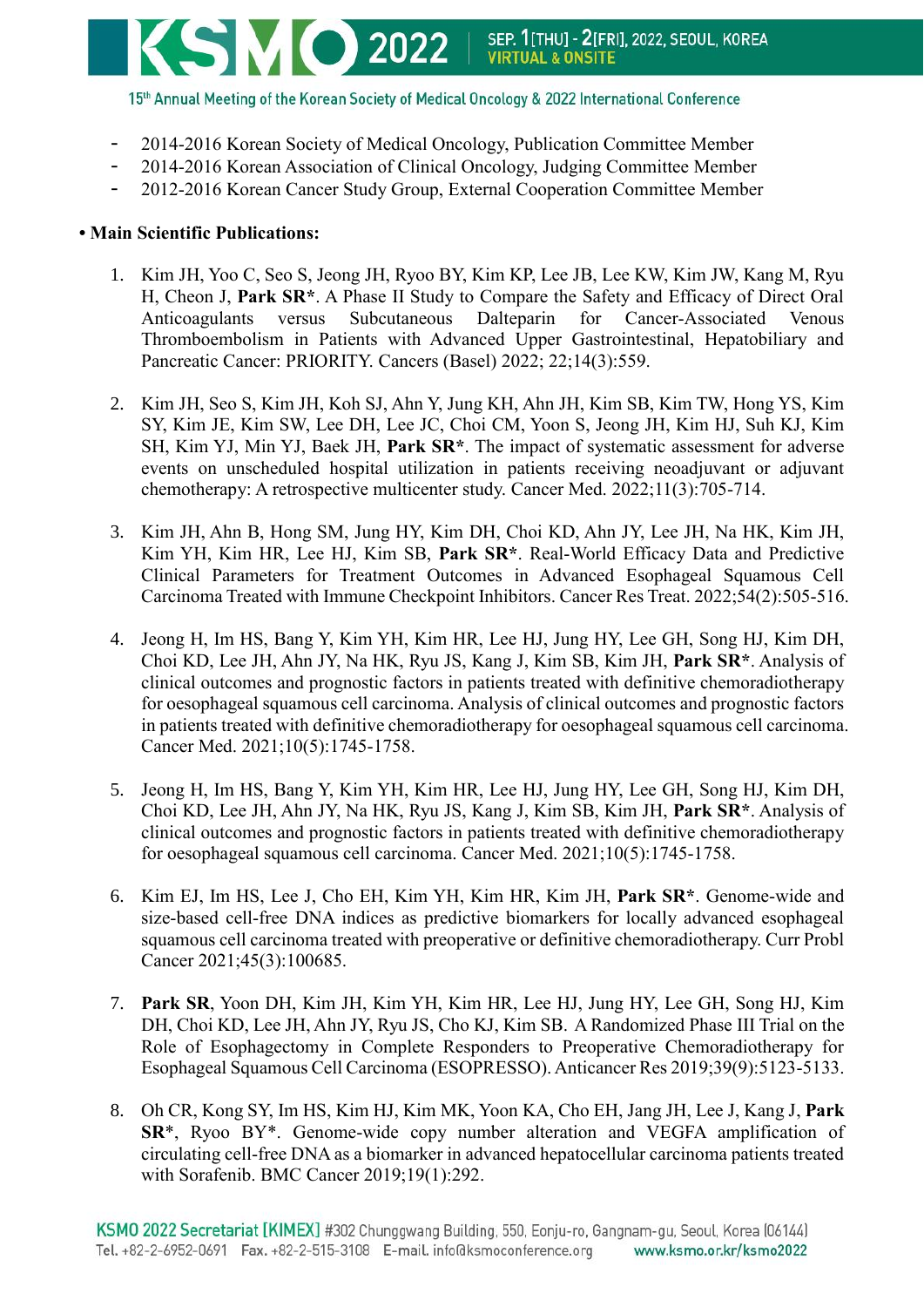- 2014-2016 Korean Society of Medical Oncology, Publication Committee Member
- 2014-2016 Korean Association of Clinical Oncology, Judging Committee Member
- 2012-2016 Korean Cancer Study Group, External Cooperation Committee Member

**• Main Scientific Publications:**

1. Kim JH, Yoo C, Seo S, Jeong JH, Ryoo BY, Kim KP, Lee JB, Lee KW, Kim JW, Kang M, Ryu H, Cheon J, **Park SR***. A Phase II Study to Compare the Safety and Efficacy of Direct Oral Anticoagulants versus Subcutaneous Dalteparin for Cancer-Associated Venous Thromboembolism in Patients with Advanced Upper Gastrointestinal, Hepatobiliary and Pancreatic Cancer: PRIORITY. Cancers (Basel) 2022; 22;14(3):559.

2. Kim JH, Seo S, Kim JH, Koh SJ, Ahn Y, Jung KH, Ahn JH, Kim SB, Kim TW, Hong YS, Kim SY, Kim JE, Kim SW, Lee DH, Lee JC, Choi CM, Yoon S, Jeong JH, Kim HJ, Suh KJ, Kim SH, Kim YJ, Min YJ, Baek JH, **Park SR***. The impact of systematic assessment for adverse events on unscheduled hospital utilization in patients receiving neoadjuvant or adjuvant chemotherapy: A retrospective multicenter study. Cancer Med. 2022;11(3):705-714.

3. Kim JH, Ahn B, Hong SM, Jung HY, Kim DH, Choi KD, Ahn JY, Lee JH, Na HK, Kim JH, Kim YH, Kim HR, Lee HJ, Kim SB, **Park SR***. Real-World Efficacy Data and Predictive Clinical Parameters for Treatment Outcomes in Advanced Esophageal Squamous Cell Carcinoma Treated with Immune Checkpoint Inhibitors. Cancer Res Treat. 2022;54(2):505-516.

4. Jeong H, Im HS, Bang Y, Kim YH, Kim HR, Lee HJ, Jung HY, Lee GH, Song HJ, Kim DH, Choi KD, Lee JH, Ahn JY, Na HK, Ryu JS, Kang J, Kim SB, Kim JH, **Park SR***. Analysis of clinical outcomes and prognostic factors in patients treated with definitive chemoradiotherapy for oesophageal squamous cell carcinoma. Analysis of clinical outcomes and prognostic factors in patients treated with definitive chemoradiotherapy for oesophageal squamous cell carcinoma. Cancer Med. 2021;10(5):1745-1758.

5. Jeong H, Im HS, Bang Y, Kim YH, Kim HR, Lee HJ, Jung HY, Lee GH, Song HJ, Kim DH, Choi KD, Lee JH, Ahn JY, Na HK, Ryu JS, Kang J, Kim SB, Kim JH, **Park SR***. Analysis of clinical outcomes and prognostic factors in patients treated with definitive chemoradiotherapy for oesophageal squamous cell carcinoma. Cancer Med. 2021;10(5):1745-1758.

6. Kim EJ, Im HS, Lee J, Cho EH, Kim YH, Kim HR, Kim JH, **Park SR***. Genome-wide and size-based cell-free DNA indices as predictive biomarkers for locally advanced esophageal squamous cell carcinoma treated with preoperative or definitive chemoradiotherapy. Curr Probl Cancer 2021;45(3):100685.

7. **Park SR**, Yoon DH, Kim JH, Kim YH, Kim HR, Lee HJ, Jung HY, Lee GH, Song HJ, Kim DH, Choi KD, Lee JH, Ahn JY, Ryu JS, Cho KJ, Kim SB. A Randomized Phase III Trial on the Role of Esophagectomy in Complete Responders to Preoperative Chemoradiotherapy for Esophageal Squamous Cell Carcinoma (ESOPRESSO). Anticancer Res 2019;39(9):5123-5133.

8. Oh CR, Kong SY, Im HS, Kim HJ, Kim MK, Yoon KA, Cho EH, Jang JH, Lee J, Kang J, **Park SR***, Ryoo BY*. Genome-wide copy number alteration and VEGFA amplification of circulating cell-free DNA as a biomarker in advanced hepatocellular carcinoma patients treated with Sorafenib. BMC Cancer 2019;19(1):292.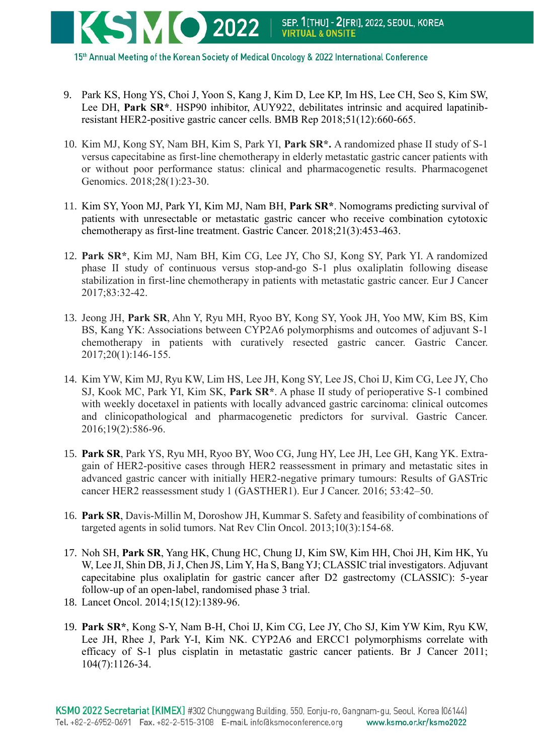9. Park KS, Hong YS, Choi J, Yoon S, Kang J, Kim D, Lee KP, Im HS, Lee CH, Seo S, Kim SW, Lee DH, **Park SR***. HSP90 inhibitor, AUY922, debilitates intrinsic and acquired lapatinib-resistant HER2-positive gastric cancer cells. BMB Rep 2018;51(12):660-665.

10. Kim MJ, Kong SY, Nam BH, Kim S, Park YI, **Park SR*.** A randomized phase II study of S-1 versus capecitabine as first-line chemotherapy in elderly metastatic gastric cancer patients with or without poor performance status: clinical and pharmacogenetic results. Pharmacogenet Genomics. 2018;28(1):23-30.

11. Kim SY, Yoon MJ, Park YI, Kim MJ, Nam BH, **Park SR***. Nomograms predicting survival of patients with unresectable or metastatic gastric cancer who receive combination cytotoxic chemotherapy as first-line treatment. Gastric Cancer. 2018;21(3):453-463.

12. **Park SR***, Kim MJ, Nam BH, Kim CG, Lee JY, Cho SJ, Kong SY, Park YI. A randomized phase II study of continuous versus stop-and-go S-1 plus oxaliplatin following disease stabilization in first-line chemotherapy in patients with metastatic gastric cancer. Eur J Cancer 2017;83:32-42.

13. Jeong JH, **Park SR**, Ahn Y, Ryu MH, Ryoo BY, Kong SY, Yook JH, Yoo MW, Kim BS, Kim BS, Kang YK: Associations between CYP2A6 polymorphisms and outcomes of adjuvant S-1 chemotherapy in patients with curatively resected gastric cancer. Gastric Cancer. 2017;20(1):146-155.

14. Kim YW, Kim MJ, Ryu KW, Lim HS, Lee JH, Kong SY, Lee JS, Choi IJ, Kim CG, Lee JY, Cho SJ, Kook MC, Park YI, Kim SK, **Park SR***. A phase II study of perioperative S-1 combined with weekly docetaxel in patients with locally advanced gastric carcinoma: clinical outcomes and clinicopathological and pharmacogenetic predictors for survival. Gastric Cancer. 2016;19(2):586-96.

15. **Park SR**, Park YS, Ryu MH, Ryoo BY, Woo CG, Jung HY, Lee JH, Lee GH, Kang YK. Extra-gain of HER2-positive cases through HER2 reassessment in primary and metastatic sites in advanced gastric cancer with initially HER2-negative primary tumours: Results of GASTric cancer HER2 reassessment study 1 (GASTHER1). Eur J Cancer. 2016; 53:42–50.

16. **Park SR**, Davis-Millin M, Doroshow JH, Kummar S. Safety and feasibility of combinations of targeted agents in solid tumors. Nat Rev Clin Oncol. 2013;10(3):154-68.

17. Noh SH, **Park SR**, Yang HK, Chung HC, Chung IJ, Kim SW, Kim HH, Choi JH, Kim HK, Yu W, Lee JI, Shin DB, Ji J, Chen JS, Lim Y, Ha S, Bang YJ; CLASSIC trial investigators. Adjuvant capecitabine plus oxaliplatin for gastric cancer after D2 gastrectomy (CLASSIC): 5-year follow-up of an open-label, randomised phase 3 trial.
18. Lancet Oncol. 2014;15(12):1389-96.

19. **Park SR***, Kong S-Y, Nam B-H, Choi IJ, Kim CG, Lee JY, Cho SJ, Kim YW Kim, Ryu KW, Lee JH, Rhee J, Park Y-I, Kim NK. CYP2A6 and ERCC1 polymorphisms correlate with efficacy of S-1 plus cisplatin in metastatic gastric cancer patients. Br J Cancer 2011; 104(7):1126-34.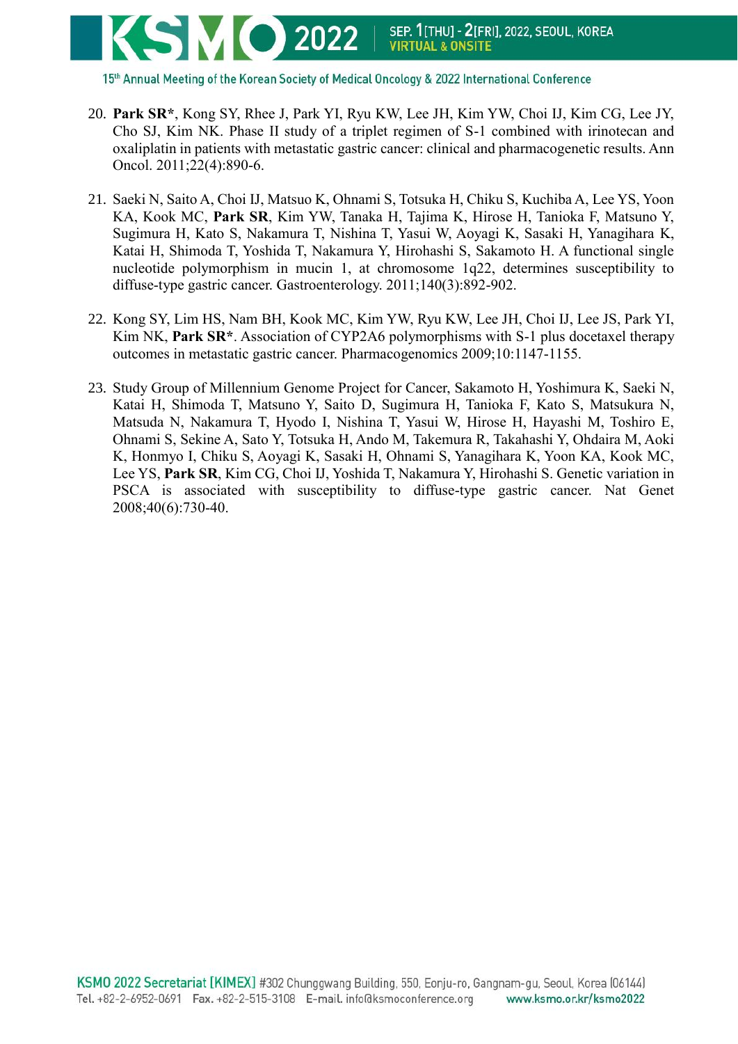20. **Park SR***, Kong SY, Rhee J, Park YI, Ryu KW, Lee JH, Kim YW, Choi IJ, Kim CG, Lee JY, Cho SJ, Kim NK. Phase II study of a triplet regimen of S-1 combined with irinotecan and oxaliplatin in patients with metastatic gastric cancer: clinical and pharmacogenetic results. Ann Oncol. 2011;22(4):890-6.

21. Saeki N, Saito A, Choi IJ, Matsuo K, Ohnami S, Totsuka H, Chiku S, Kuchiba A, Lee YS, Yoon KA, Kook MC, **Park SR**, Kim YW, Tanaka H, Tajima K, Hirose H, Tanioka F, Matsuno Y, Sugimura H, Kato S, Nakamura T, Nishina T, Yasui W, Aoyagi K, Sasaki H, Yanagihara K, Katai H, Shimoda T, Yoshida T, Nakamura Y, Hirohashi S, Sakamoto H. A functional single nucleotide polymorphism in mucin 1, at chromosome 1q22, determines susceptibility to diffuse-type gastric cancer. Gastroenterology. 2011;140(3):892-902.

22. Kong SY, Lim HS, Nam BH, Kook MC, Kim YW, Ryu KW, Lee JH, Choi IJ, Lee JS, Park YI, Kim NK, **Park SR***. Association of CYP2A6 polymorphisms with S-1 plus docetaxel therapy outcomes in metastatic gastric cancer. Pharmacogenomics 2009;10:1147-1155.

23. Study Group of Millennium Genome Project for Cancer, Sakamoto H, Yoshimura K, Saeki N, Katai H, Shimoda T, Matsuno Y, Saito D, Sugimura H, Tanioka F, Kato S, Matsukura N, Matsuda N, Nakamura T, Hyodo I, Nishina T, Yasui W, Hirose H, Hayashi M, Toshiro E, Ohnami S, Sekine A, Sato Y, Totsuka H, Ando M, Takemura R, Takahashi Y, Ohdaira M, Aoki K, Honmyo I, Chiku S, Aoyagi K, Sasaki H, Ohnami S, Yanagihara K, Yoon KA, Kook MC, Lee YS, **Park SR**, Kim CG, Choi IJ, Yoshida T, Nakamura Y, Hirohashi S. Genetic variation in PSCA is associated with susceptibility to diffuse-type gastric cancer. Nat Genet 2008;40(6):730-40.